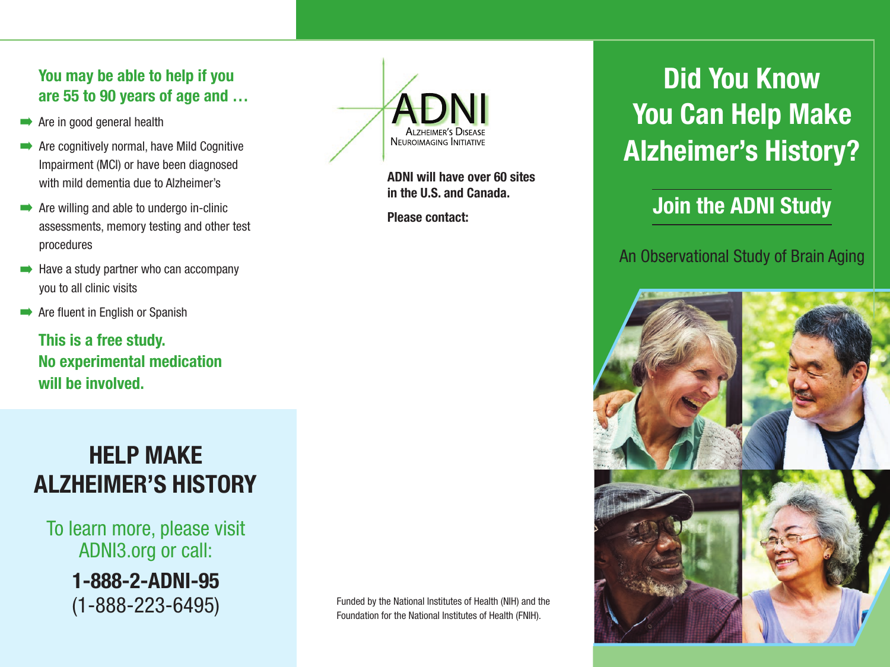You may be able to help if you are 55 to 90 years of age and …

- Are in good general health
- Are cognitively normal, have Mild Cognitive Impairment (MCI) or have been diagnosed with mild dementia due to Alzheimer's
- Are willing and able to undergo in-clinic assessments, memory testing and other test procedures
- Have a study partner who can accompany you to all clinic visits
- Are fluent in English or Spanish

**This is a free study. No experimental medication will be involved.**

## HELP MAKE ALZHEIMER'S HISTORY

To learn more, please visit ADNI3.org or call:

**1-888-2-ADNI-95**
(1-888-223-6495)

ADNI
ALZHEIMER'S DISEASE NEUROIMAGING INITIATIVE

**ADNI will have over 60 sites in the U.S. and Canada.**

**Please contact:**

Funded by the National Institutes of Health (NIH) and the Foundation for the National Institutes of Health (FNIH).

# Did You Know You Can Help Make Alzheimer's History?

## Join the ADNI Study

An Observational Study of Brain Aging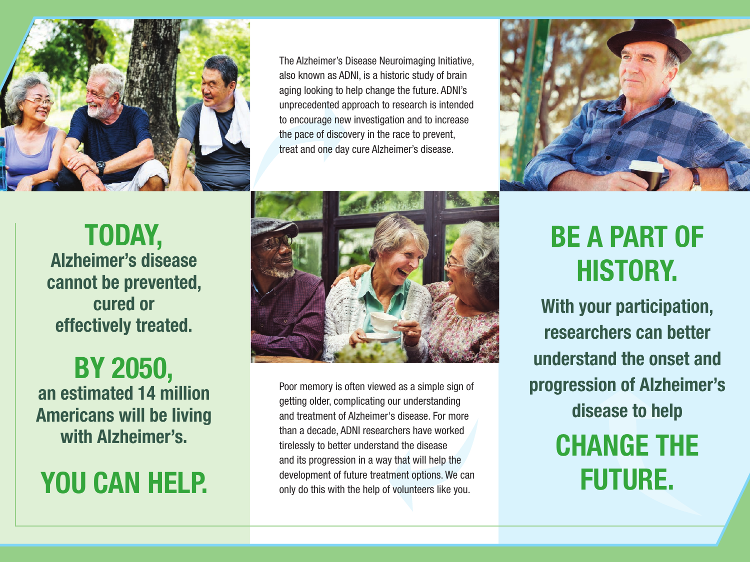The Alzheimer's Disease Neuroimaging Initiative, also known as ADNI, is a historic study of brain aging looking to help change the future. ADNI's unprecedented approach to research is intended to encourage new investigation and to increase the pace of discovery in the race to prevent, treat and one day cure Alzheimer's disease.

## TODAY,

**Alzheimer's disease cannot be prevented, cured or effectively treated.**

## BY 2050,

**an estimated 14 million Americans will be living with Alzheimer's.**

## YOU CAN HELP.

Poor memory is often viewed as a simple sign of getting older, complicating our understanding and treatment of Alzheimer's disease. For more than a decade, ADNI researchers have worked tirelessly to better understand the disease and its progression in a way that will help the development of future treatment options. We can only do this with the help of volunteers like you.

## BE A PART OF HISTORY.

**With your participation, researchers can better understand the onset and progression of Alzheimer's disease to help**

## CHANGE THE FUTURE.